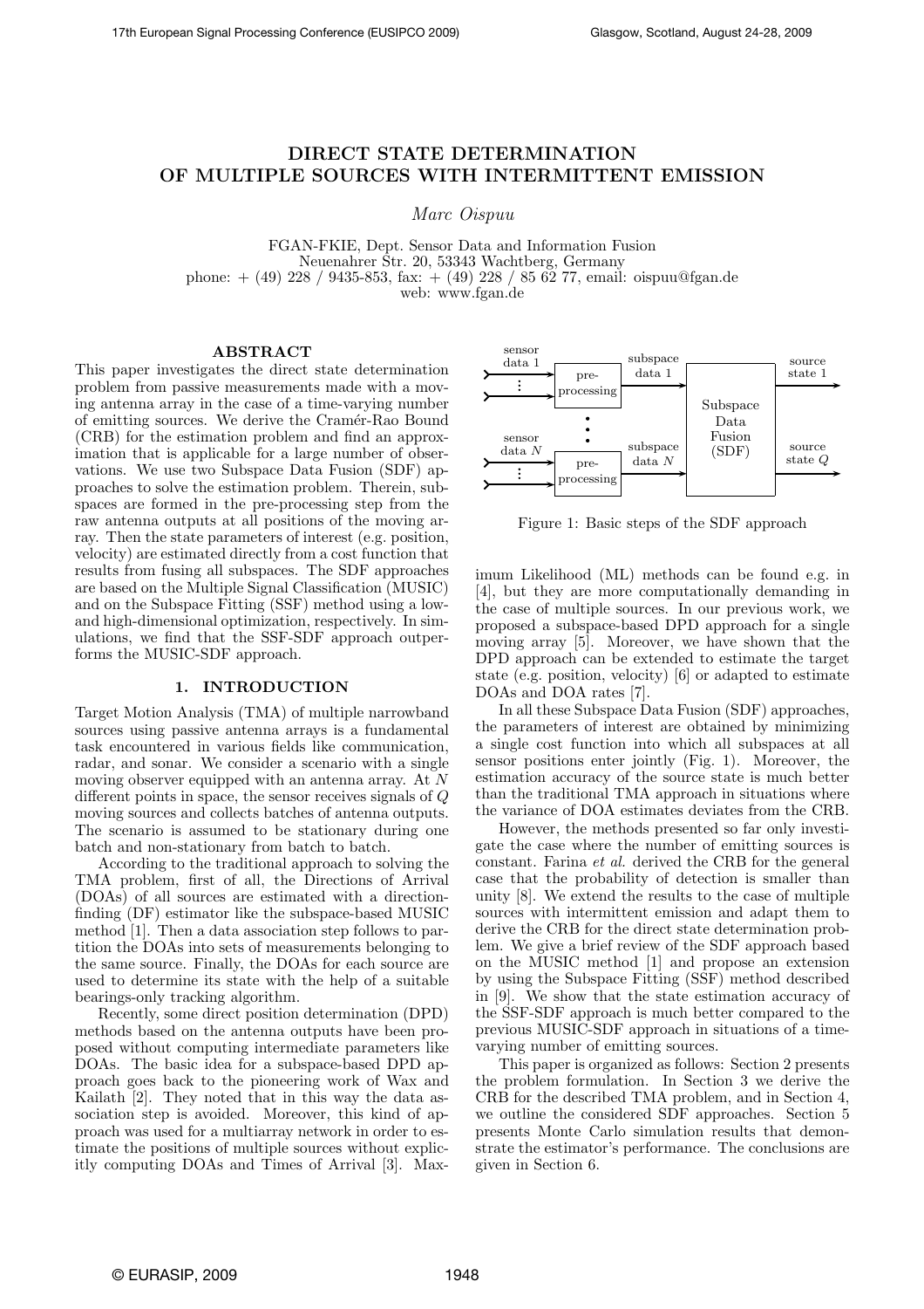# DIRECT STATE DETERMINATION OF MULTIPLE SOURCES WITH INTERMITTENT EMISSION

*Marc Oispuu*

FGAN-FKIE, Dept. Sensor Data and Information Fusion
Neuenahrer Str. 20, 53343 Wachtberg, Germany
phone: + (49) 228 / 9435-853, fax: + (49) 228 / 85 62 77, email: oispuu@fgan.de
web: www.fgan.de

## ABSTRACT

This paper investigates the direct state determination problem from passive measurements made with a moving antenna array in the case of a time-varying number of emitting sources. We derive the Cramér-Rao Bound (CRB) for the estimation problem and find an approximation that is applicable for a large number of observations. We use two Subspace Data Fusion (SDF) approaches to solve the estimation problem. Therein, subspaces are formed in the pre-processing step from the raw antenna outputs at all positions of the moving array. Then the state parameters of interest (e.g. position, velocity) are estimated directly from a cost function that results from fusing all subspaces. The SDF approaches are based on the Multiple Signal Classification (MUSIC) and on the Subspace Fitting (SSF) method using a low- and high-dimensional optimization, respectively. In simulations, we find that the SSF-SDF approach outperforms the MUSIC-SDF approach.

## 1. INTRODUCTION

Target Motion Analysis (TMA) of multiple narrowband sources using passive antenna arrays is a fundamental task encountered in various fields like communication, radar, and sonar. We consider a scenario with a single moving observer equipped with an antenna array. At $N$ different points in space, the sensor receives signals of $Q$ moving sources and collects batches of antenna outputs. The scenario is assumed to be stationary during one batch and non-stationary from batch to batch.

According to the traditional approach to solving the TMA problem, first of all, the Directions of Arrival (DOAs) of all sources are estimated with a direction-finding (DF) estimator like the subspace-based MUSIC method [1]. Then a data association step follows to partition the DOAs into sets of measurements belonging to the same source. Finally, the DOAs for each source are used to determine its state with the help of a suitable bearings-only tracking algorithm.

Recently, some direct position determination (DPD) methods based on the antenna outputs have been proposed without computing intermediate parameters like DOAs. The basic idea for a subspace-based DPD approach goes back to the pioneering work of Wax and Kailath [2]. They noted that in this way the data association step is avoided. Moreover, this kind of approach was used for a multiarray network in order to estimate the positions of multiple sources without explicitly computing DOAs and Times of Arrival [3]. Maximum Likelihood (ML) methods can be found e.g. in [4], but they are more computationally demanding in the case of multiple sources. In our previous work, we proposed a subspace-based DPD approach for a single moving array [5]. Moreover, we have shown that the DPD approach can be extended to estimate the target state (e.g. position, velocity) [6] or adapted to estimate DOAs and DOA rates [7].

sensor data 1 ⋮ → pre-processing → subspace data 1; sensor data $N$ ⋮ → pre-processing → subspace data $N$ → Subspace Data Fusion (SDF) → source state 1 … source state $Q$

Figure 1: Basic steps of the SDF approach

In all these Subspace Data Fusion (SDF) approaches, the parameters of interest are obtained by minimizing a single cost function into which all subspaces at all sensor positions enter jointly (Fig. 1). Moreover, the estimation accuracy of the source state is much better than the traditional TMA approach in situations where the variance of DOA estimates deviates from the CRB.

However, the methods presented so far only investigate the case where the number of emitting sources is constant. Farina *et al.* derived the CRB for the general case that the probability of detection is smaller than unity [8]. We extend the results to the case of multiple sources with intermittent emission and adapt them to derive the CRB for the direct state determination problem. We give a brief review of the SDF approach based on the MUSIC method [1] and propose an extension by using the Subspace Fitting (SSF) method described in [9]. We show that the state estimation accuracy of the SSF-SDF approach is much better compared to the previous MUSIC-SDF approach in situations of a time-varying number of emitting sources.

This paper is organized as follows: Section 2 presents the problem formulation. In Section 3 we derive the CRB for the described TMA problem, and in Section 4, we outline the considered SDF approaches. Section 5 presents Monte Carlo simulation results that demonstrate the estimator's performance. The conclusions are given in Section 6.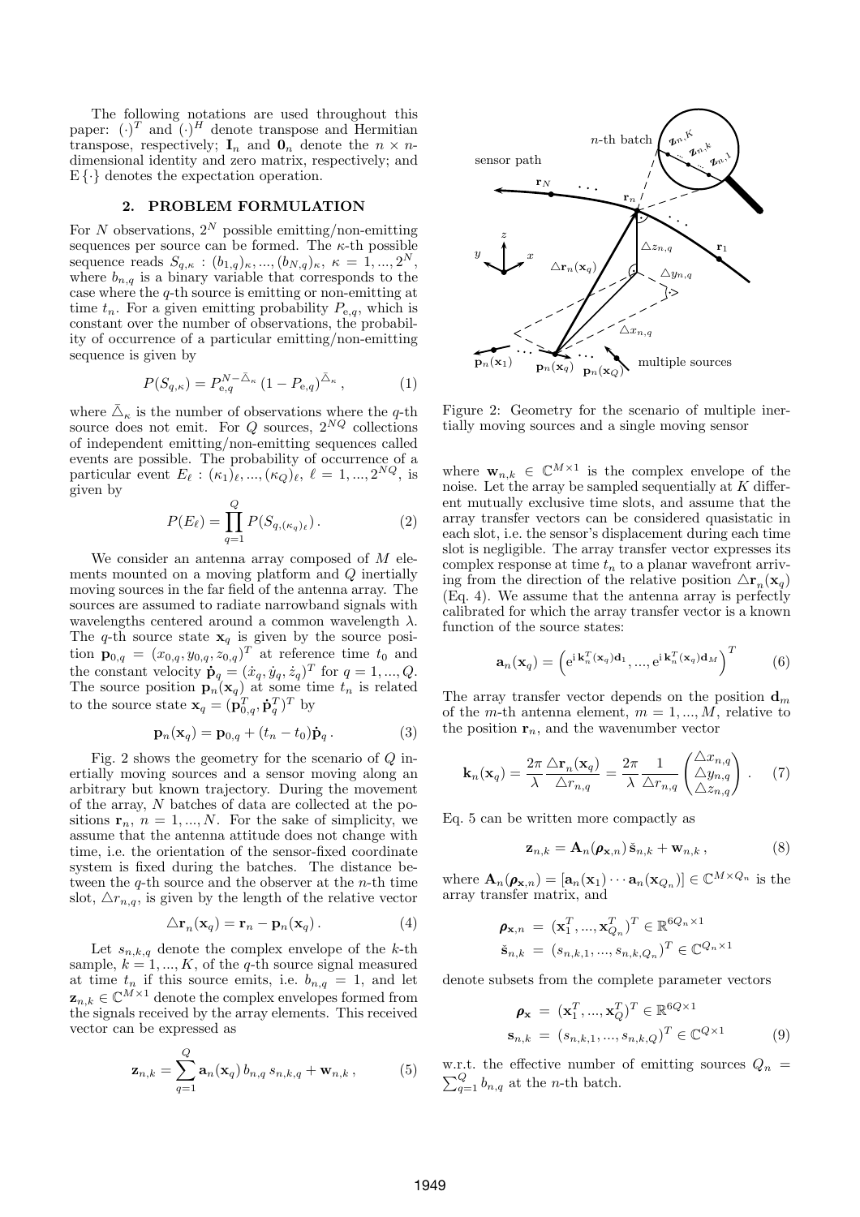The following notations are used throughout this paper: $(\cdot)^T$ and $(\cdot)^H$ denote transpose and Hermitian transpose, respectively; $\mathbf{I}_n$ and $\mathbf{0}_n$ denote the $n \times n$-dimensional identity and zero matrix, respectively; and $\mathrm{E}\{\cdot\}$ denotes the expectation operation.

## 2. PROBLEM FORMULATION

For $N$ observations, $2^N$ possible emitting/non-emitting sequences per source can be formed. The $\kappa$-th possible sequence reads $S_{q,\kappa} : (b_{1,q})_\kappa, ..., (b_{N,q})_\kappa$, $\kappa = 1, ..., 2^N$, where $b_{n,q}$ is a binary variable that corresponds to the case where the $q$-th source is emitting or non-emitting at time $t_n$. For a given emitting probability $P_{\mathrm{e},q}$, which is constant over the number of observations, the probability of occurrence of a particular emitting/non-emitting sequence is given by

$$P(S_{q,\kappa}) = P_{\mathrm{e},q}^{N-\bar{\triangle}_\kappa}\,(1 - P_{\mathrm{e},q})^{\bar{\triangle}_\kappa}\,, \tag{1}$$

where $\bar{\triangle}_\kappa$ is the number of observations where the $q$-th source does not emit. For $Q$ sources, $2^{NQ}$ collections of independent emitting/non-emitting sequences called events are possible. The probability of occurrence of a particular event $E_\ell : (\kappa_1)_\ell, ..., (\kappa_Q)_\ell$, $\ell = 1, ..., 2^{NQ}$, is given by

$$P(E_\ell) = \prod_{q=1}^{Q} P(S_{q,(\kappa_q)_\ell})\,. \tag{2}$$

We consider an antenna array composed of $M$ elements mounted on a moving platform and $Q$ inertially moving sources in the far field of the antenna array. The sources are assumed to radiate narrowband signals with wavelengths centered around a common wavelength $\lambda$. The $q$-th source state $\mathbf{x}_q$ is given by the source position $\mathbf{p}_{0,q} = (x_{0,q}, y_{0,q}, z_{0,q})^T$ at reference time $t_0$ and the constant velocity $\dot{\mathbf{p}}_q = (\dot{x}_q, \dot{y}_q, \dot{z}_q)^T$ for $q = 1, ..., Q$. The source position $\mathbf{p}_n(\mathbf{x}_q)$ at some time $t_n$ is related to the source state $\mathbf{x}_q = (\mathbf{p}_{0,q}^T, \dot{\mathbf{p}}_q^T)^T$ by

$$\mathbf{p}_n(\mathbf{x}_q) = \mathbf{p}_{0,q} + (t_n - t_0)\dot{\mathbf{p}}_q\,. \tag{3}$$

Fig. 2 shows the geometry for the scenario of $Q$ inertially moving sources and a sensor moving along an arbitrary but known trajectory. During the movement of the array, $N$ batches of data are collected at the positions $\mathbf{r}_n$, $n = 1, ..., N$. For the sake of simplicity, we assume that the antenna attitude does not change with time, i.e. the orientation of the sensor-fixed coordinate system is fixed during the batches. The distance between the $q$-th source and the observer at the $n$-th time slot, $\triangle r_{n,q}$, is given by the length of the relative vector

$$\triangle\mathbf{r}_n(\mathbf{x}_q) = \mathbf{r}_n - \mathbf{p}_n(\mathbf{x}_q)\,. \tag{4}$$

Let $s_{n,k,q}$ denote the complex envelope of the $k$-th sample, $k = 1, ..., K$, of the $q$-th source signal measured at time $t_n$ if this source emits, i.e. $b_{n,q} = 1$, and let $\mathbf{z}_{n,k} \in \mathbb{C}^{M\times 1}$ denote the complex envelopes formed from the signals received by the array elements. This received vector can be expressed as

$$\mathbf{z}_{n,k} = \sum_{q=1}^{Q} \mathbf{a}_n(\mathbf{x}_q)\, b_{n,q}\, s_{n,k,q} + \mathbf{w}_{n,k}\,, \tag{5}$$

Figure 2: Geometry for the scenario of multiple inertially moving sources and a single moving sensor

where $\mathbf{w}_{n,k} \in \mathbb{C}^{M\times 1}$ is the complex envelope of the noise. Let the array be sampled sequentially at $K$ different mutually exclusive time slots, and assume that the array transfer vectors can be considered quasistatic in each slot, i.e. the sensor's displacement during each time slot is negligible. The array transfer vector expresses its complex response at time $t_n$ to a planar wavefront arriving from the direction of the relative position $\triangle\mathbf{r}_n(\mathbf{x}_q)$ (Eq. 4). We assume that the antenna array is perfectly calibrated for which the array transfer vector is a known function of the source states:

$$\mathbf{a}_n(\mathbf{x}_q) = \left(\mathrm{e}^{\mathrm{i}\,\mathbf{k}_n^T(\mathbf{x}_q)\mathbf{d}_1}, ..., \mathrm{e}^{\mathrm{i}\,\mathbf{k}_n^T(\mathbf{x}_q)\mathbf{d}_M}\right)^T \tag{6}$$

The array transfer vector depends on the position $\mathbf{d}_m$ of the $m$-th antenna element, $m = 1, ..., M$, relative to the position $\mathbf{r}_n$, and the wavenumber vector

$$\mathbf{k}_n(\mathbf{x}_q) = \frac{2\pi}{\lambda}\frac{\triangle\mathbf{r}_n(\mathbf{x}_q)}{\triangle r_{n,q}} = \frac{2\pi}{\lambda}\frac{1}{\triangle r_{n,q}}\begin{pmatrix}\triangle x_{n,q}\\ \triangle y_{n,q}\\ \triangle z_{n,q}\end{pmatrix}\,. \tag{7}$$

Eq. 5 can be written more compactly as

$$\mathbf{z}_{n,k} = \mathbf{A}_n(\boldsymbol{\rho}_{\mathbf{x},n})\,\check{\mathbf{s}}_{n,k} + \mathbf{w}_{n,k}\,, \tag{8}$$

where $\mathbf{A}_n(\boldsymbol{\rho}_{\mathbf{x},n}) = [\mathbf{a}_n(\mathbf{x}_1) \cdots \mathbf{a}_n(\mathbf{x}_{Q_n})] \in \mathbb{C}^{M\times Q_n}$ is the array transfer matrix, and

$$\begin{aligned}\boldsymbol{\rho}_{\mathbf{x},n} &= (\mathbf{x}_1^T, ..., \mathbf{x}_{Q_n}^T)^T \in \mathbb{R}^{6Q_n\times 1}\\ \check{\mathbf{s}}_{n,k} &= (s_{n,k,1}, ..., s_{n,k,Q_n})^T \in \mathbb{C}^{Q_n\times 1}\end{aligned}$$

denote subsets from the complete parameter vectors

$$\begin{aligned}\boldsymbol{\rho}_{\mathbf{x}} &= (\mathbf{x}_1^T, ..., \mathbf{x}_Q^T)^T \in \mathbb{R}^{6Q\times 1}\\ \mathbf{s}_{n,k} &= (s_{n,k,1}, ..., s_{n,k,Q})^T \in \mathbb{C}^{Q\times 1}\end{aligned} \tag{9}$$

w.r.t. the effective number of emitting sources $Q_n = \sum_{q=1}^{Q} b_{n,q}$ at the $n$-th batch.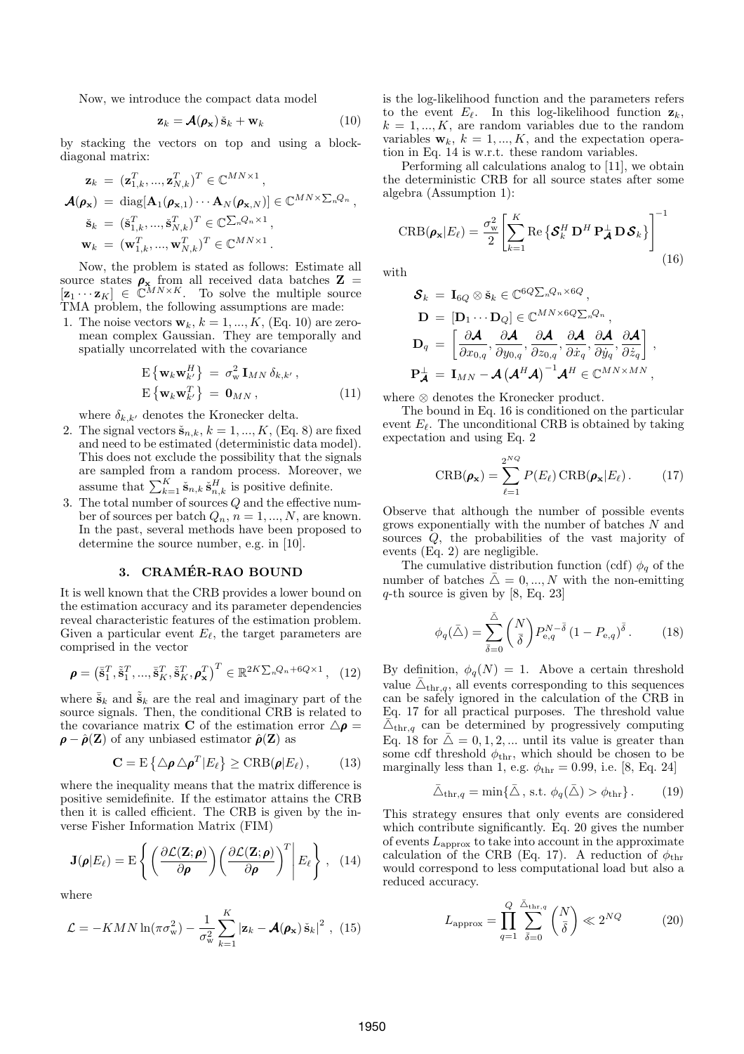Now, we introduce the compact data model

$$\mathbf{z}_k = \boldsymbol{\mathcal{A}}(\boldsymbol{\rho}_\mathbf{x})\,\check{\mathbf{s}}_k + \mathbf{w}_k \tag{10}$$

by stacking the vectors on top and using a block-diagonal matrix:

$$\begin{aligned}
\mathbf{z}_k &= (\mathbf{z}_{1,k}^T, ..., \mathbf{z}_{N,k}^T)^T \in \mathbb{C}^{MN\times 1}\,,\\
\boldsymbol{\mathcal{A}}(\boldsymbol{\rho}_\mathbf{x}) &= \mathrm{diag}[\mathbf{A}_1(\boldsymbol{\rho}_{\mathbf{x},1})\cdots \mathbf{A}_N(\boldsymbol{\rho}_{\mathbf{x},N})] \in \mathbb{C}^{MN\times \sum_n Q_n}\,,\\
\check{\mathbf{s}}_k &= (\check{\mathbf{s}}_{1,k}^T, ..., \check{\mathbf{s}}_{N,k}^T)^T \in \mathbb{C}^{\sum_n Q_n \times 1}\,,\\
\mathbf{w}_k &= (\mathbf{w}_{1,k}^T, ..., \mathbf{w}_{N,k}^T)^T \in \mathbb{C}^{MN\times 1}\,.
\end{aligned}$$

Now, the problem is stated as follows: Estimate all source states $\boldsymbol{\rho}_\mathbf{x}$ from all received data batches $\mathbf{Z} = [\mathbf{z}_1 \cdots \mathbf{z}_K] \in \mathbb{C}^{MN\times K}$. To solve the multiple source TMA problem, the following assumptions are made:

1. The noise vectors $\mathbf{w}_k$, $k = 1, ..., K$, (Eq. 10) are zero-mean complex Gaussian. They are temporally and spatially uncorrelated with the covariance

$$\begin{aligned}
\mathrm{E}\left\{\mathbf{w}_k \mathbf{w}_{k'}^H\right\} &= \sigma_\mathrm{w}^2\, \mathbf{I}_{MN}\, \delta_{k,k'}\,,\\
\mathrm{E}\left\{\mathbf{w}_k \mathbf{w}_{k'}^T\right\} &= \mathbf{0}_{MN}\,,
\end{aligned} \tag{11}$$

   where $\delta_{k,k'}$ denotes the Kronecker delta.
2. The signal vectors $\check{\mathbf{s}}_{n,k}$, $k = 1, ..., K$, (Eq. 8) are fixed and need to be estimated (deterministic data model). This does not exclude the possibility that the signals are sampled from a random process. Moreover, we assume that $\sum_{k=1}^K \check{\mathbf{s}}_{n,k}\,\check{\mathbf{s}}_{n,k}^H$ is positive definite.
3. The total number of sources $Q$ and the effective number of sources per batch $Q_n$, $n = 1, ..., N$, are known. In the past, several methods have been proposed to determine the source number, e.g. in [10].

## 3. CRAMÉR-RAO BOUND

It is well known that the CRB provides a lower bound on the estimation accuracy and its parameter dependencies reveal characteristic features of the estimation problem. Given a particular event $E_\ell$, the target parameters are comprised in the vector

$$\boldsymbol{\rho} = \left(\bar{\check{\mathbf{s}}}_1^T, \tilde{\check{\mathbf{s}}}_1^T, ..., \bar{\check{\mathbf{s}}}_K^T, \tilde{\check{\mathbf{s}}}_K^T, \boldsymbol{\rho}_\mathbf{x}^T\right)^T \in \mathbb{R}^{2K\sum_n Q_n + 6Q\times 1}\,, \tag{12}$$

where $\bar{\check{\mathbf{s}}}_k$ and $\tilde{\check{\mathbf{s}}}_k$ are the real and imaginary part of the source signals. Then, the conditional CRB is related to the covariance matrix $\mathbf{C}$ of the estimation error $\triangle\boldsymbol{\rho} = \boldsymbol{\rho} - \hat{\boldsymbol{\rho}}(\mathbf{Z})$ of any unbiased estimator $\hat{\boldsymbol{\rho}}(\mathbf{Z})$ as

$$\mathbf{C} = \mathrm{E}\left\{\triangle\boldsymbol{\rho}\triangle\boldsymbol{\rho}^T | E_\ell\right\} \geq \mathrm{CRB}(\boldsymbol{\rho}|E_\ell)\,, \tag{13}$$

where the inequality means that the matrix difference is positive semidefinite. If the estimator attains the CRB then it is called efficient. The CRB is given by the inverse Fisher Information Matrix (FIM)

$$\mathbf{J}(\boldsymbol{\rho}|E_\ell) = \mathrm{E}\left\{\left(\frac{\partial \mathcal{L}(\mathbf{Z};\boldsymbol{\rho})}{\partial \boldsymbol{\rho}}\right)\left(\frac{\partial \mathcal{L}(\mathbf{Z};\boldsymbol{\rho})}{\partial \boldsymbol{\rho}}\right)^T \middle| E_\ell\right\}\,, \tag{14}$$

where

$$\mathcal{L} = -KMN\ln(\pi\sigma_\mathrm{w}^2) - \frac{1}{\sigma_\mathrm{w}^2}\sum_{k=1}^K \left|\mathbf{z}_k - \boldsymbol{\mathcal{A}}(\boldsymbol{\rho}_\mathbf{x})\,\check{\mathbf{s}}_k\right|^2\,, \tag{15}$$

is the log-likelihood function and the parameters refers to the event $E_\ell$. In this log-likelihood function $\mathbf{z}_k$, $k = 1, ..., K$, are random variables due to the random variables $\mathbf{w}_k$, $k = 1, ..., K$, and the expectation operation in Eq. 14 is w.r.t. these random variables.

Performing all calculations analog to [11], we obtain the deterministic CRB for all source states after some algebra (Assumption 1):

$$\mathrm{CRB}(\boldsymbol{\rho}_\mathbf{x}|E_\ell) = \frac{\sigma_\mathrm{w}^2}{2}\left[\sum_{k=1}^K \mathrm{Re}\left\{\boldsymbol{\mathcal{S}}_k^H\,\mathbf{D}^H\,\mathbf{P}_{\boldsymbol{\mathcal{A}}}^\perp\,\mathbf{D}\,\boldsymbol{\mathcal{S}}_k\right\}\right]^{-1} \tag{16}$$

with

$$\begin{aligned}
\boldsymbol{\mathcal{S}}_k &= \mathbf{I}_{6Q}\otimes \check{\mathbf{s}}_k \in \mathbb{C}^{6Q\sum_n Q_n\times 6Q}\,,\\
\mathbf{D} &= [\mathbf{D}_1\cdots\mathbf{D}_Q] \in \mathbb{C}^{MN\times 6Q\sum_n Q_n}\,,\\
\mathbf{D}_q &= \left[\frac{\partial\boldsymbol{\mathcal{A}}}{\partial x_{0,q}}, \frac{\partial\boldsymbol{\mathcal{A}}}{\partial y_{0,q}}, \frac{\partial\boldsymbol{\mathcal{A}}}{\partial z_{0,q}}, \frac{\partial\boldsymbol{\mathcal{A}}}{\partial \dot{x}_q}, \frac{\partial\boldsymbol{\mathcal{A}}}{\partial \dot{y}_q}, \frac{\partial\boldsymbol{\mathcal{A}}}{\partial \dot{z}_q}\right]\,,\\
\mathbf{P}_{\boldsymbol{\mathcal{A}}}^\perp &= \mathbf{I}_{MN} - \boldsymbol{\mathcal{A}}\left(\boldsymbol{\mathcal{A}}^H\boldsymbol{\mathcal{A}}\right)^{-1}\boldsymbol{\mathcal{A}}^H \in \mathbb{C}^{MN\times MN}\,,
\end{aligned}$$

where $\otimes$ denotes the Kronecker product.

The bound in Eq. 16 is conditioned on the particular event $E_\ell$. The unconditional CRB is obtained by taking expectation and using Eq. 2

$$\mathrm{CRB}(\boldsymbol{\rho}_\mathbf{x}) = \sum_{\ell=1}^{2^{NQ}} P(E_\ell)\,\mathrm{CRB}(\boldsymbol{\rho}_\mathbf{x}|E_\ell)\,. \tag{17}$$

Observe that although the number of possible events grows exponentially with the number of batches $N$ and sources $Q$, the probabilities of the vast majority of events (Eq. 2) are negligible.

The cumulative distribution function (cdf) $\phi_q$ of the number of batches $\bar{\triangle} = 0, ..., N$ with the non-emitting $q$-th source is given by [8, Eq. 23]

$$\phi_q(\bar{\triangle}) = \sum_{\bar{\delta}=0}^{\bar{\triangle}}\binom{N}{\bar{\delta}} P_{\mathrm{e},q}^{N-\bar{\delta}}\,(1-P_{\mathrm{e},q})^{\bar{\delta}}\,. \tag{18}$$

By definition, $\phi_q(N) = 1$. Above a certain threshold value $\bar{\triangle}_{\mathrm{thr},q}$, all events corresponding to this sequences can be safely ignored in the calculation of the CRB in Eq. 17 for all practical purposes. The threshold value $\bar{\triangle}_{\mathrm{thr},q}$ can be determined by progressively computing Eq. 18 for $\bar{\triangle} = 0, 1, 2, ...$ until its value is greater than some cdf threshold $\phi_\mathrm{thr}$, which should be chosen to be marginally less than 1, e.g. $\phi_\mathrm{thr} = 0.99$, i.e. [8, Eq. 24]

$$\bar{\triangle}_{\mathrm{thr},q} = \min\{\bar{\triangle}\,,\ \mathrm{s.t.}\ \phi_q(\bar{\triangle}) > \phi_\mathrm{thr}\}\,. \tag{19}$$

This strategy ensures that only events are considered which contribute significantly. Eq. 20 gives the number of events $L_\mathrm{approx}$ to take into account in the approximate calculation of the CRB (Eq. 17). A reduction of $\phi_\mathrm{thr}$ would correspond to less computational load but also a reduced accuracy.

$$L_\mathrm{approx} = \prod_{q=1}^{Q}\sum_{\bar{\delta}=0}^{\bar{\triangle}_{\mathrm{thr},q}}\binom{N}{\bar{\delta}} \ll 2^{NQ} \tag{20}$$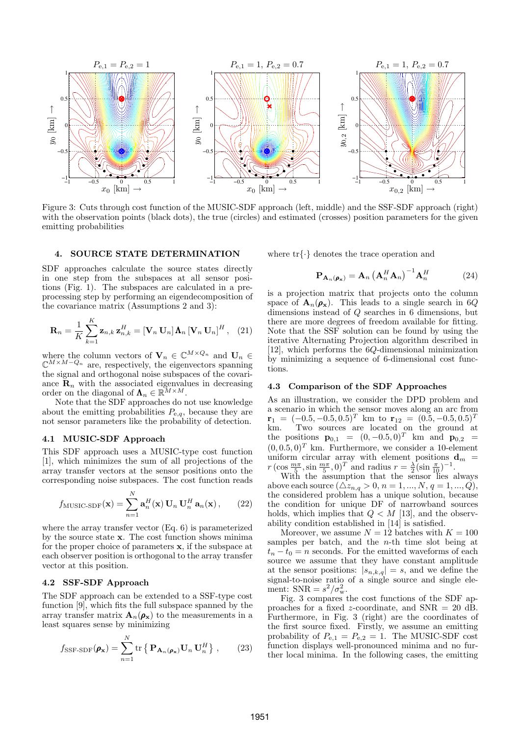Figure 3: Cuts through cost function of the MUSIC-SDF approach (left, middle) and the SSF-SDF approach (right) with the observation points (black dots), the true (circles) and estimated (crosses) position parameters for the given emitting probabilities

## 4. SOURCE STATE DETERMINATION

SDF approaches calculate the source states directly in one step from the subspaces at all sensor positions (Fig. 1). The subspaces are calculated in a preprocessing step by performing an eigendecomposition of the covariance matrix (Assumptions 2 and 3):

$$\mathbf{R}_n = \frac{1}{K}\sum_{k=1}^{K} \mathbf{z}_{n,k}\,\mathbf{z}_{n,k}^H = [\mathbf{V}_n\,\mathbf{U}_n]\,\mathbf{\Lambda}_n\,[\mathbf{V}_n\,\mathbf{U}_n]^H\,, \quad (21)$$

where the column vectors of $\mathbf{V}_n \in \mathbb{C}^{M\times Q_n}$ and $\mathbf{U}_n \in \mathbb{C}^{M\times M-Q_n}$ are, respectively, the eigenvectors spanning the signal and orthogonal noise subspaces of the covariance $\mathbf{R}_n$ with the associated eigenvalues in decreasing order on the diagonal of $\mathbf{\Lambda}_n \in \mathbb{R}^{M\times M}$.

Note that the SDF approaches do not use knowledge about the emitting probabilities $P_{e,q}$, because they are not sensor parameters like the probability of detection.

### 4.1 MUSIC-SDF Approach

This SDF approach uses a MUSIC-type cost function [1], which minimizes the sum of all projections of the array transfer vectors at the sensor positions onto the corresponding noise subspaces. The cost function reads

$$f_{\text{MUSIC-SDF}}(\mathbf{x}) = \sum_{n=1}^{N} \mathbf{a}_n^H(\mathbf{x})\,\mathbf{U}_n\,\mathbf{U}_n^H\,\mathbf{a}_n(\mathbf{x})\,, \quad (22)$$

where the array transfer vector (Eq. 6) is parameterized by the source state $\mathbf{x}$. The cost function shows minima for the proper choice of parameters $\mathbf{x}$, if the subspace at each observer position is orthogonal to the array transfer vector at this position.

### 4.2 SSF-SDF Approach

The SDF approach can be extended to a SSF-type cost function [9], which fits the full subspace spanned by the array transfer matrix $\mathbf{A}_n(\boldsymbol{\rho}_{\mathbf{x}})$ to the measurements in a least squares sense by minimizing

$$f_{\text{SSF-SDF}}(\boldsymbol{\rho}_{\mathbf{x}}) = \sum_{n=1}^{N} \operatorname{tr}\left\{\,\mathbf{P}_{\mathbf{A}_n(\boldsymbol{\rho}_{\mathbf{x}})}\mathbf{U}_n\,\mathbf{U}_n^H\,\right\}\,, \quad (23)$$

where $\operatorname{tr}\{\cdot\}$ denotes the trace operation and

$$\mathbf{P}_{\mathbf{A}_n(\boldsymbol{\rho}_{\mathbf{x}})} = \mathbf{A}_n\left(\mathbf{A}_n^H\mathbf{A}_n\right)^{-1}\mathbf{A}_n^H \quad (24)$$

is a projection matrix that projects onto the column space of $\mathbf{A}_n(\boldsymbol{\rho}_{\mathbf{x}})$. This leads to a single search in $6Q$ dimensions instead of $Q$ searches in 6 dimensions, but there are more degrees of freedom available for fitting. Note that the SSF solution can be found by using the iterative Alternating Projection algorithm described in [12], which performs the $6Q$-dimensional minimization by minimizing a sequence of 6-dimensional cost functions.

### 4.3 Comparison of the SDF Approaches

As an illustration, we consider the DPD problem and a scenario in which the sensor moves along an arc from $\mathbf{r}_1 = (-0.5, -0.5, 0.5)^T$ km to $\mathbf{r}_{12} = (0.5, -0.5, 0.5)^T$ km. Two sources are located on the ground at the positions $\mathbf{p}_{0,1} = (0, -0.5, 0)^T$ km and $\mathbf{p}_{0,2} = (0, 0.5, 0)^T$ km. Furthermore, we consider a 10-element uniform circular array with element positions $\mathbf{d}_m = r\,(\cos\frac{m\pi}{5}, \sin\frac{m\pi}{5}, 0)^T$ and radius $r = \frac{\lambda}{2}(\sin\frac{\pi}{10})^{-1}$.

With the assumption that the sensor lies always above each source ($\triangle z_{n,q} > 0, n = 1, ..., N, q = 1, ..., Q$), the considered problem has a unique solution, because the condition for unique DF of narrowband sources holds, which implies that $Q < M$ [13], and the observability condition established in [14] is satisfied.

Moreover, we assume $N = 12$ batches with $K = 100$ samples per batch, and the $n$-th time slot being at $t_n - t_0 = n$ seconds. For the emitted waveforms of each source we assume that they have constant amplitude at the sensor positions: $|s_{n,k,q}| = s$, and we define the signal-to-noise ratio of a single source and single element: $\text{SNR} = s^2/\sigma_w^2$.

Fig. 3 compares the cost functions of the SDF approaches for a fixed $z$-coordinate, and $\text{SNR} = 20$ dB. Furthermore, in Fig. 3 (right) are the coordinates of the first source fixed. Firstly, we assume an emitting probability of $P_{e,1} = P_{e,2} = 1$. The MUSIC-SDF cost function displays well-pronounced minima and no further local minima. In the following cases, the emitting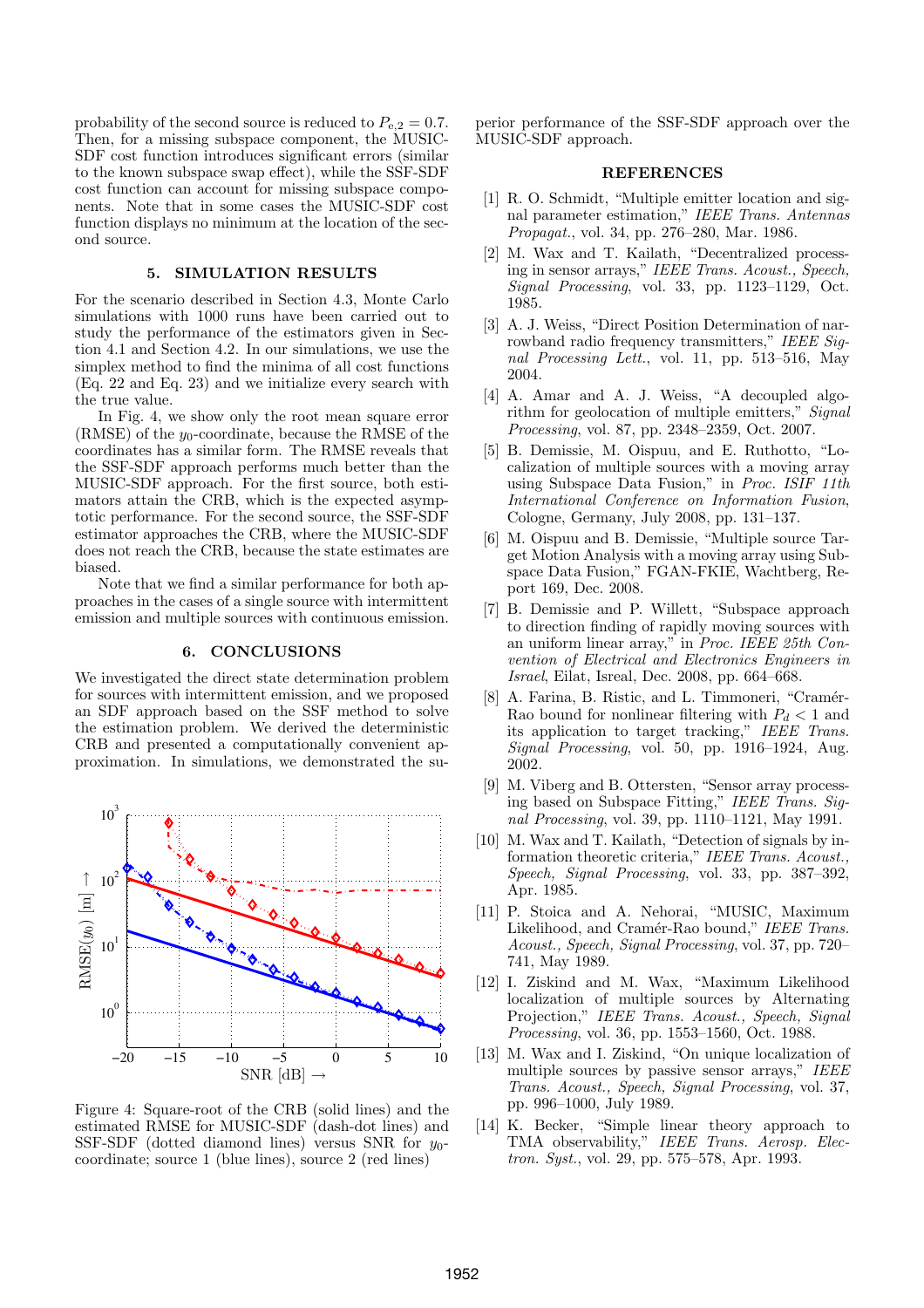probability of the second source is reduced to $P_{e,2} = 0.7$. Then, for a missing subspace component, the MUSIC-SDF cost function introduces significant errors (similar to the known subspace swap effect), while the SSF-SDF cost function can account for missing subspace components. Note that in some cases the MUSIC-SDF cost function displays no minimum at the location of the second source.

## 5. SIMULATION RESULTS

For the scenario described in Section 4.3, Monte Carlo simulations with 1000 runs have been carried out to study the performance of the estimators given in Section 4.1 and Section 4.2. In our simulations, we use the simplex method to find the minima of all cost functions (Eq. 22 and Eq. 23) and we initialize every search with the true value.

In Fig. 4, we show only the root mean square error (RMSE) of the $y_0$-coordinate, because the RMSE of the coordinates has a similar form. The RMSE reveals that the SSF-SDF approach performs much better than the MUSIC-SDF approach. For the first source, both estimators attain the CRB, which is the expected asymptotic performance. For the second source, the SSF-SDF estimator approaches the CRB, where the MUSIC-SDF does not reach the CRB, because the state estimates are biased.

Note that we find a similar performance for both approaches in the cases of a single source with intermittent emission and multiple sources with continuous emission.

## 6. CONCLUSIONS

We investigated the direct state determination problem for sources with intermittent emission, and we proposed an SDF approach based on the SSF method to solve the estimation problem. We derived the deterministic CRB and presented a computationally convenient approximation. In simulations, we demonstrated the superior performance of the SSF-SDF approach over the MUSIC-SDF approach.

RMSE($y_0$) [m] →
$10^3$
$10^2$
$10^1$
$10^0$
−20 −15 −10 −5 0 5 10
SNR [dB] →

Figure 4: Square-root of the CRB (solid lines) and the estimated RMSE for MUSIC-SDF (dash-dot lines) and SSF-SDF (dotted diamond lines) versus SNR for $y_0$-coordinate; source 1 (blue lines), source 2 (red lines)

## REFERENCES

[1] R. O. Schmidt, "Multiple emitter location and signal parameter estimation," *IEEE Trans. Antennas Propagat.*, vol. 34, pp. 276–280, Mar. 1986.

[2] M. Wax and T. Kailath, "Decentralized processing in sensor arrays," *IEEE Trans. Acoust., Speech, Signal Processing*, vol. 33, pp. 1123–1129, Oct. 1985.

[3] A. J. Weiss, "Direct Position Determination of narrowband radio frequency transmitters," *IEEE Signal Processing Lett.*, vol. 11, pp. 513–516, May 2004.

[4] A. Amar and A. J. Weiss, "A decoupled algorithm for geolocation of multiple emitters," *Signal Processing*, vol. 87, pp. 2348–2359, Oct. 2007.

[5] B. Demissie, M. Oispuu, and E. Ruthotto, "Localization of multiple sources with a moving array using Subspace Data Fusion," in *Proc. ISIF 11th International Conference on Information Fusion*, Cologne, Germany, July 2008, pp. 131–137.

[6] M. Oispuu and B. Demissie, "Multiple source Target Motion Analysis with a moving array using Subspace Data Fusion," FGAN-FKIE, Wachtberg, Report 169, Dec. 2008.

[7] B. Demissie and P. Willett, "Subspace approach to direction finding of rapidly moving sources with an uniform linear array," in *Proc. IEEE 25th Convention of Electrical and Electronics Engineers in Israel*, Eilat, Isreal, Dec. 2008, pp. 664–668.

[8] A. Farina, B. Ristic, and L. Timmoneri, "Cramér-Rao bound for nonlinear filtering with $P_d < 1$ and its application to target tracking," *IEEE Trans. Signal Processing*, vol. 50, pp. 1916–1924, Aug. 2002.

[9] M. Viberg and B. Ottersten, "Sensor array processing based on Subspace Fitting," *IEEE Trans. Signal Processing*, vol. 39, pp. 1110–1121, May 1991.

[10] M. Wax and T. Kailath, "Detection of signals by information theoretic criteria," *IEEE Trans. Acoust., Speech, Signal Processing*, vol. 33, pp. 387–392, Apr. 1985.

[11] P. Stoica and A. Nehorai, "MUSIC, Maximum Likelihood, and Cramér-Rao bound," *IEEE Trans. Acoust., Speech, Signal Processing*, vol. 37, pp. 720–741, May 1989.

[12] I. Ziskind and M. Wax, "Maximum Likelihood localization of multiple sources by Alternating Projection," *IEEE Trans. Acoust., Speech, Signal Processing*, vol. 36, pp. 1553–1560, Oct. 1988.

[13] M. Wax and I. Ziskind, "On unique localization of multiple sources by passive sensor arrays," *IEEE Trans. Acoust., Speech, Signal Processing*, vol. 37, pp. 996–1000, July 1989.

[14] K. Becker, "Simple linear theory approach to TMA observability," *IEEE Trans. Aerosp. Electron. Syst.*, vol. 29, pp. 575–578, Apr. 1993.